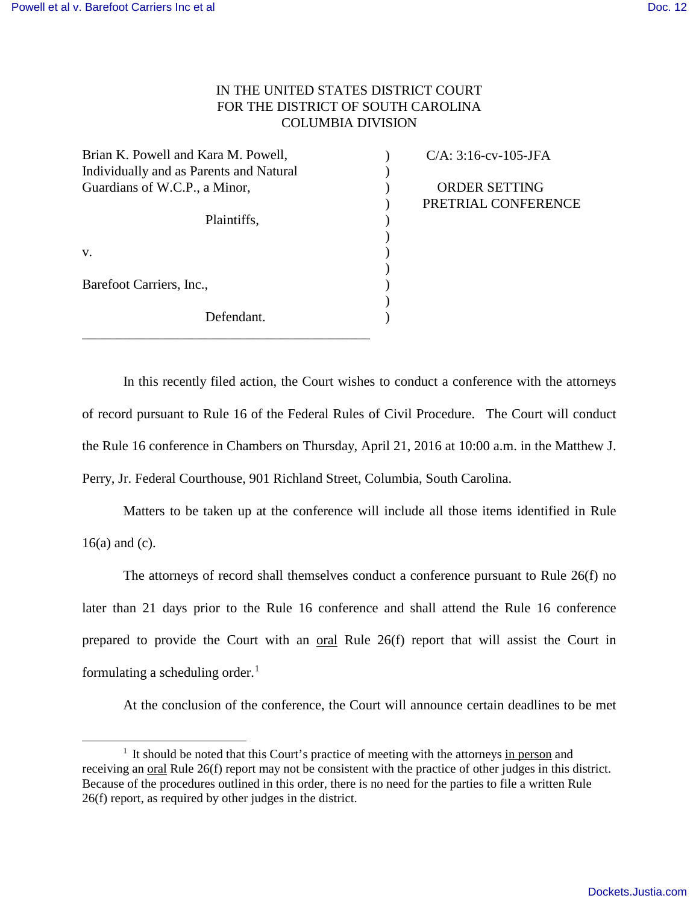IN THE UNITED STATES DISTRICT COURT
FOR THE DISTRICT OF SOUTH CAROLINA
COLUMBIA DIVISION

| | | |
|---|---|---|
| Brian K. Powell and Kara M. Powell, Individually and as Parents and Natural Guardians of W.C.P., a Minor, | ) | C/A: 3:16-cv-105-JFA |
| Plaintiffs, | ) | ORDER SETTING PRETRIAL CONFERENCE |
| v. | ) | |
| Barefoot Carriers, Inc., | ) | |
| Defendant. | ) | |

In this recently filed action, the Court wishes to conduct a conference with the attorneys of record pursuant to Rule 16 of the Federal Rules of Civil Procedure. The Court will conduct the Rule 16 conference in Chambers on Thursday, April 21, 2016 at 10:00 a.m. in the Matthew J. Perry, Jr. Federal Courthouse, 901 Richland Street, Columbia, South Carolina.

Matters to be taken up at the conference will include all those items identified in Rule 16(a) and (c).

The attorneys of record shall themselves conduct a conference pursuant to Rule 26(f) no later than 21 days prior to the Rule 16 conference and shall attend the Rule 16 conference prepared to provide the Court with an oral Rule 26(f) report that will assist the Court in formulating a scheduling order.[1]

At the conclusion of the conference, the Court will announce certain deadlines to be met

[1] It should be noted that this Court's practice of meeting with the attorneys in person and receiving an oral Rule 26(f) report may not be consistent with the practice of other judges in this district. Because of the procedures outlined in this order, there is no need for the parties to file a written Rule 26(f) report, as required by other judges in the district.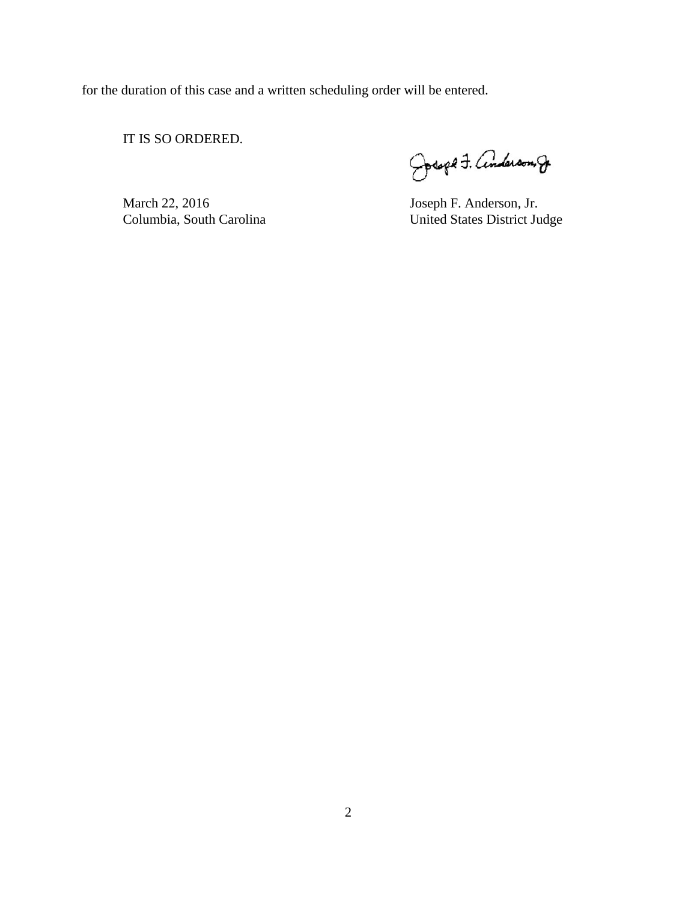for the duration of this case and a written scheduling order will be entered.

IT IS SO ORDERED.

March 22, 2016
Columbia, South Carolina

Joseph F. Anderson, Jr.
United States District Judge